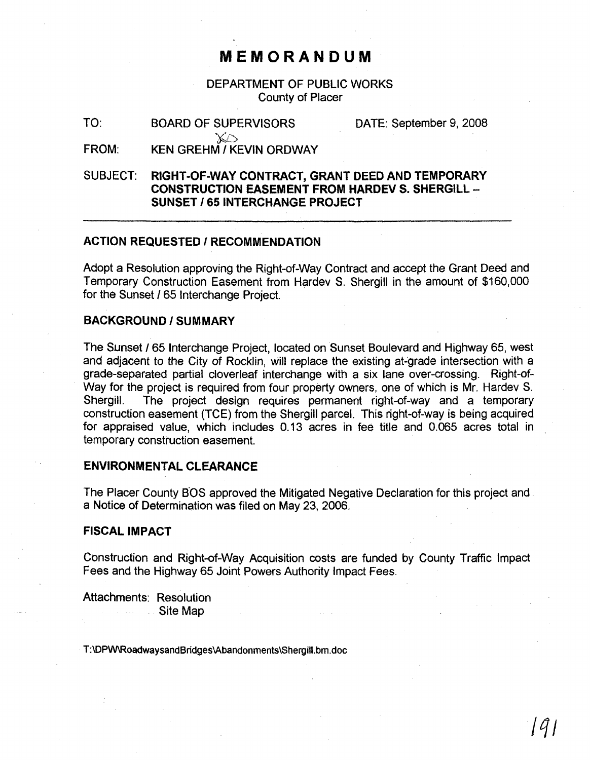# MEMORANDUM

DEPARTMENT OF PUBLIC WORKS
County of Placer

TO: BOARD OF SUPERVISORS DATE: September 9, 2008

FROM: KEN GREHM / KEVIN ORDWAY

SUBJECT: **RIGHT-OF-WAY CONTRACT, GRANT DEED AND TEMPORARY CONSTRUCTION EASEMENT FROM HARDEV S. SHERGILL – SUNSET / 65 INTERCHANGE PROJECT**

---

## ACTION REQUESTED / RECOMMENDATION

Adopt a Resolution approving the Right-of-Way Contract and accept the Grant Deed and Temporary Construction Easement from Hardev S. Shergill in the amount of $160,000 for the Sunset / 65 Interchange Project.

## BACKGROUND / SUMMARY

The Sunset / 65 Interchange Project, located on Sunset Boulevard and Highway 65, west and adjacent to the City of Rocklin, will replace the existing at-grade intersection with a grade-separated partial cloverleaf interchange with a six lane over-crossing. Right-of-Way for the project is required from four property owners, one of which is Mr. Hardev S. Shergill. The project design requires permanent right-of-way and a temporary construction easement (TCE) from the Shergill parcel. This right-of-way is being acquired for appraised value, which includes 0.13 acres in fee title and 0.065 acres total in temporary construction easement.

## ENVIRONMENTAL CLEARANCE

The Placer County BOS approved the Mitigated Negative Declaration for this project and a Notice of Determination was filed on May 23, 2006.

## FISCAL IMPACT

Construction and Right-of-Way Acquisition costs are funded by County Traffic Impact Fees and the Highway 65 Joint Powers Authority Impact Fees.

Attachments: Resolution
Site Map

T:\DPW\RoadwaysandBridges\Abandonments\Shergill.bm.doc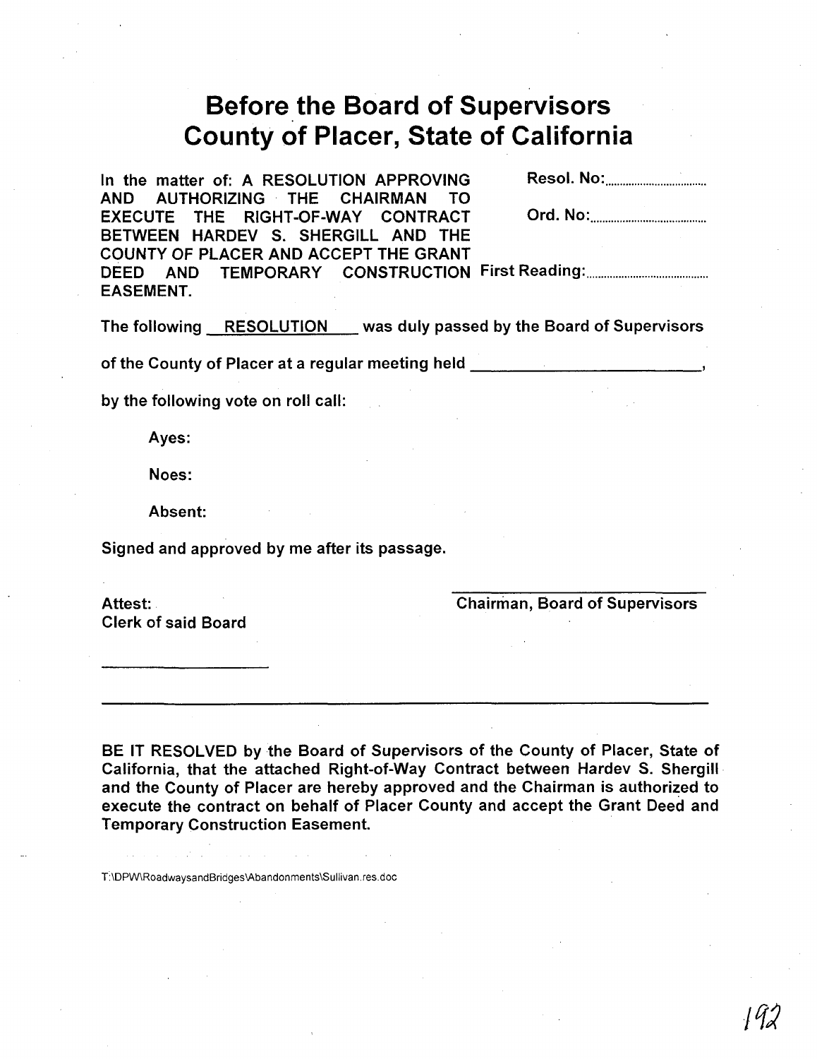# Before the Board of Supervisors
# County of Placer, State of California

In the matter of: A RESOLUTION APPROVING AND AUTHORIZING THE CHAIRMAN TO EXECUTE THE RIGHT-OF-WAY CONTRACT BETWEEN HARDEV S. SHERGILL AND THE COUNTY OF PLACER AND ACCEPT THE GRANT DEED AND TEMPORARY CONSTRUCTION EASEMENT.

Resol. No:..............................

Ord. No:..............................

First Reading:..............................

The following RESOLUTION was duly passed by the Board of Supervisors of the County of Placer at a regular meeting held \_\_\_\_\_\_\_\_\_\_\_\_\_\_\_\_\_\_\_\_,

by the following vote on roll call:

Ayes:

Noes:

Absent:

Signed and approved by me after its passage.

Attest:
Clerk of said Board

\_\_\_\_\_\_\_\_\_\_\_\_\_\_\_\_\_\_\_\_

\_\_\_\_\_\_\_\_\_\_\_\_\_\_\_\_\_\_\_\_
Chairman, Board of Supervisors

---

BE IT RESOLVED by the Board of Supervisors of the County of Placer, State of California, that the attached Right-of-Way Contract between Hardev S. Shergill and the County of Placer are hereby approved and the Chairman is authorized to execute the contract on behalf of Placer County and accept the Grant Deed and Temporary Construction Easement.

T:\DPW\RoadwaysandBridges\Abandonments\Sullivan.res.doc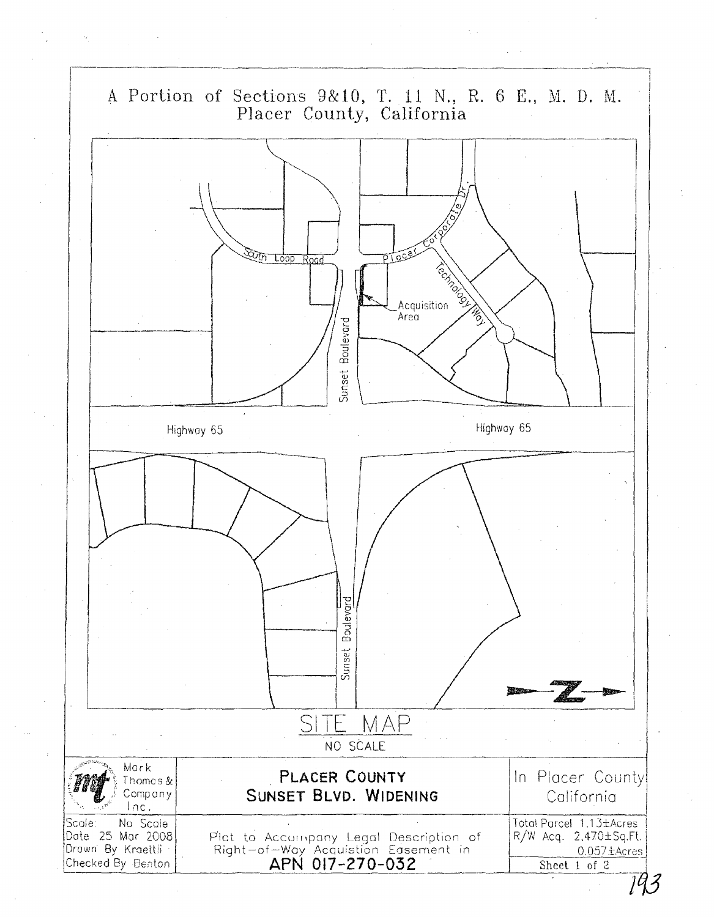# A Portion of Sections 9&10, T. 11 N., R. 6 E., M. D. M.
## Placer County, California

South Loop Road

Placer Corporate Dr.

Technology Way

Acquisition Area

Sunset Boulevard

Highway 65

Highway 65

Sunset Boulevard

Z

SITE MAP

NO SCALE

| Mark Thomas & Company Inc. | **PLACER COUNTY** **SUNSET BLVD. WIDENING** | In Placer County California |
|---|---|---|
| Scale: No Scale<br>Date 25 Mar 2008<br>Drawn By Kraettli<br>Checked By Benton | Plat to Accompany Legal Description of Right-of-Way Acquistion Easement in **APN 017-270-032** | Total Parcel 1.13±Acres<br>R/W Acq. 2,470±Sq.Ft.<br>0.057±Acres<br>Sheet 1 of 2 |